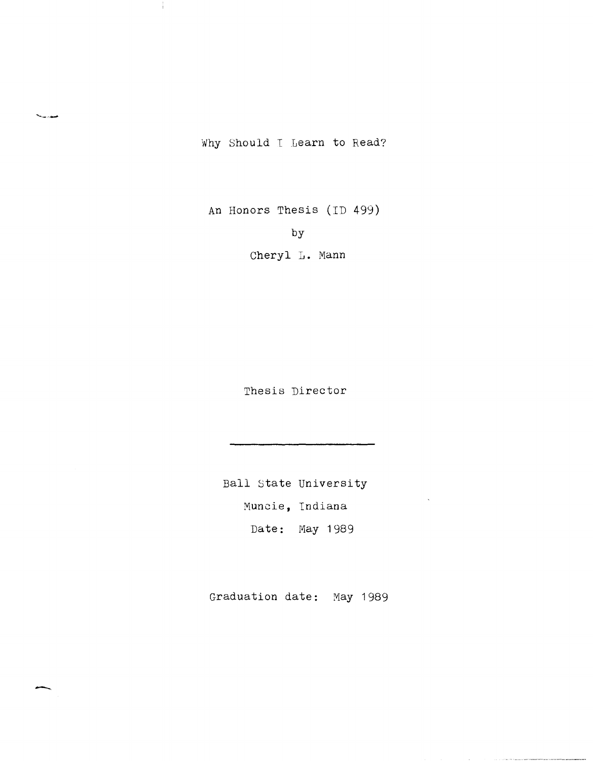# Why Should I Learn to Read?

An Honors Thesis (ID 499)

by

Cheryl L. Mann

Thesis Director

______________________

Ball State University

Muncie, Indiana

Date: May 1989

Graduation date: May 1989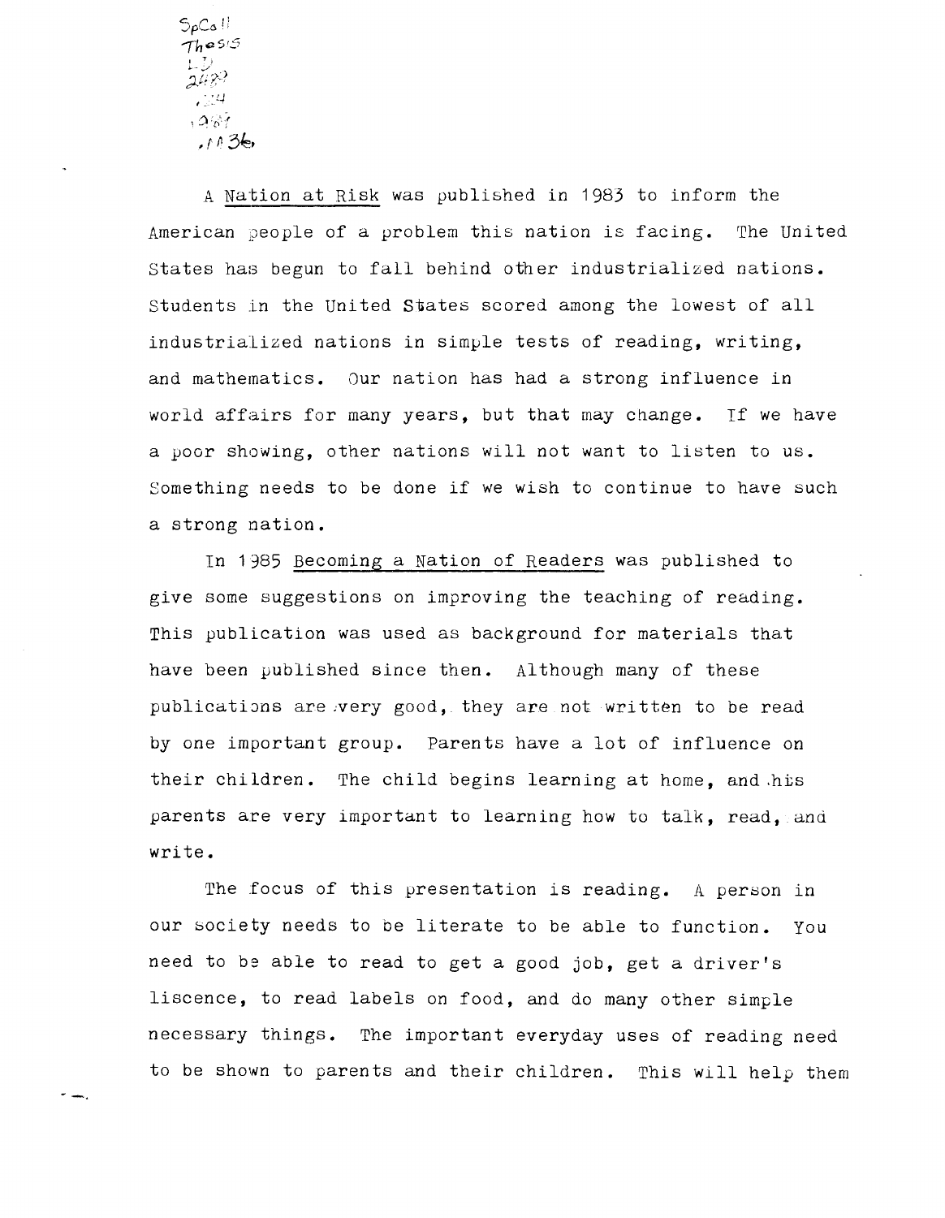A Nation at Risk was published in 1983 to inform the American people of a problem this nation is facing. The United States has begun to fall behind other industrialized nations. Students in the United States scored among the lowest of all industrialized nations in simple tests of reading, writing, and mathematics. Our nation has had a strong influence in world affairs for many years, but that may change. If we have a poor showing, other nations will not want to listen to us. Something needs to be done if we wish to continue to have such a strong nation.

In 1985 Becoming a Nation of Readers was published to give some suggestions on improving the teaching of reading. This publication was used as background for materials that have been published since then. Although many of these publications are very good, they are not written to be read by one important group. Parents have a lot of influence on their children. The child begins learning at home, and his parents are very important to learning how to talk, read, and write.

The focus of this presentation is reading. A person in our society needs to be literate to be able to function. You need to be able to read to get a good job, get a driver's liscence, to read labels on food, and do many other simple necessary things. The important everyday uses of reading need to be shown to parents and their children. This will help them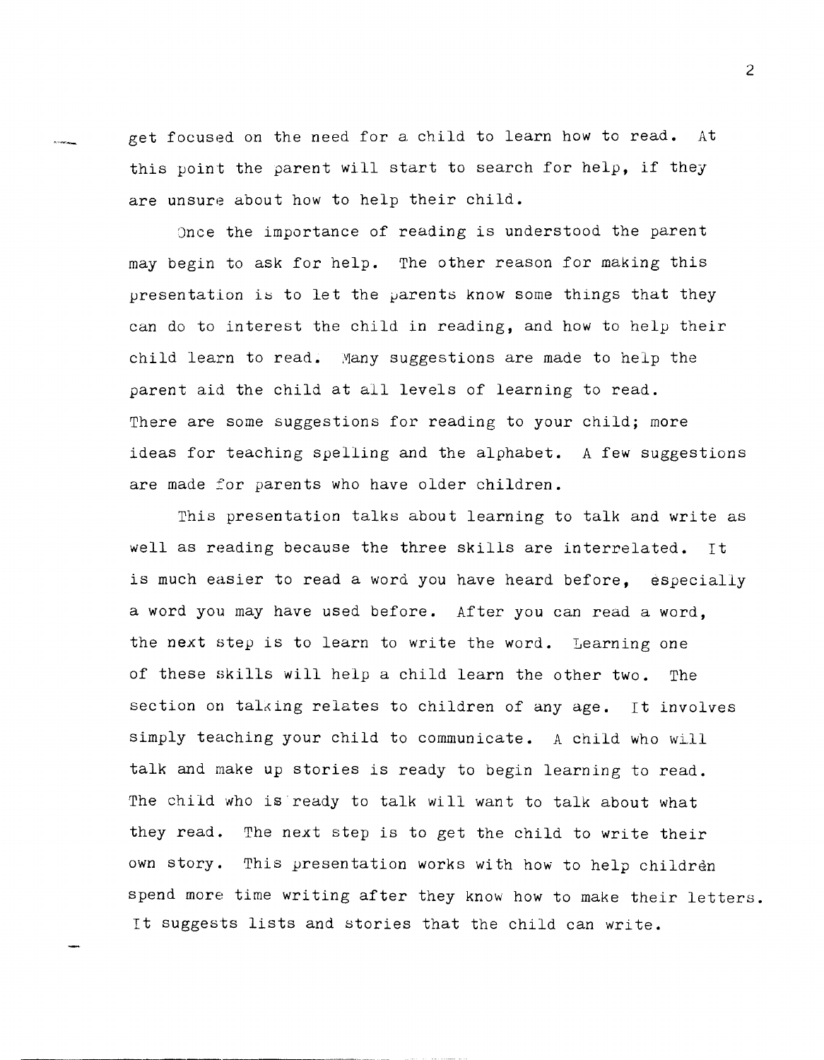get focused on the need for a child to learn how to read. At this point the parent will start to search for help, if they are unsure about how to help their child.

Once the importance of reading is understood the parent may begin to ask for help. The other reason for making this presentation is to let the parents know some things that they can do to interest the child in reading, and how to help their child learn to read. Many suggestions are made to help the parent aid the child at all levels of learning to read. There are some suggestions for reading to your child; more ideas for teaching spelling and the alphabet. A few suggestions are made for parents who have older children.

This presentation talks about learning to talk and write as well as reading because the three skills are interrelated. It is much easier to read a word you have heard before, especially a word you may have used before. After you can read a word, the next step is to learn to write the word. Learning one of these skills will help a child learn the other two. The section on talking relates to children of any age. It involves simply teaching your child to communicate. A child who will talk and make up stories is ready to begin learning to read. The child who is ready to talk will want to talk about what they read. The next step is to get the child to write their own story. This presentation works with how to help children spend more time writing after they know how to make their letters. It suggests lists and stories that the child can write.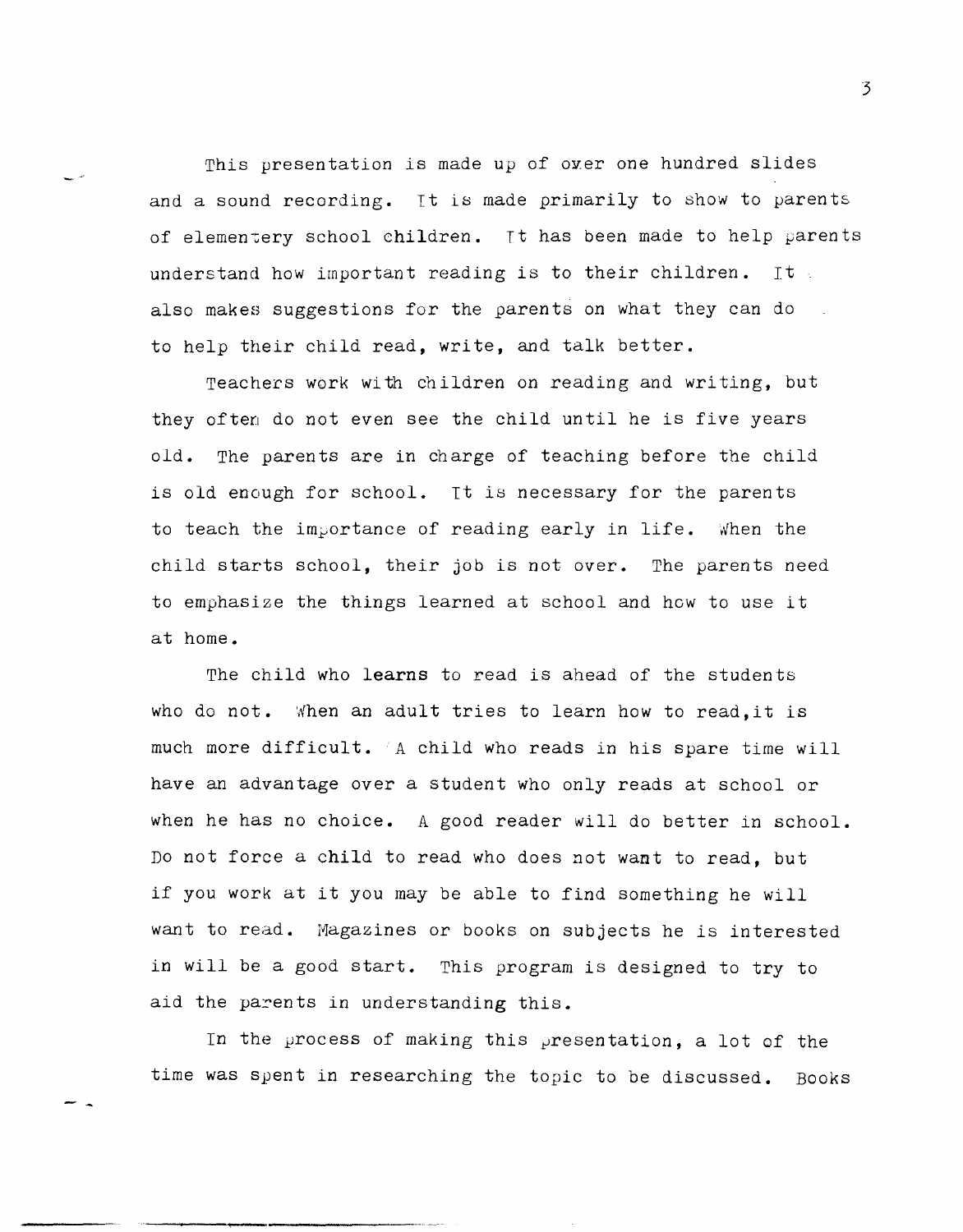This presentation is made up of over one hundred slides and a sound recording. It is made primarily to show to parents of elementery school children. It has been made to help parents understand how important reading is to their children. It also makes suggestions for the parents on what they can do to help their child read, write, and talk better.

Teachers work with children on reading and writing, but they often do not even see the child until he is five years old. The parents are in charge of teaching before the child is old enough for school. It is necessary for the parents to teach the importance of reading early in life. When the child starts school, their job is not over. The parents need to emphasize the things learned at school and how to use it at home.

The child who learns to read is ahead of the students who do not. When an adult tries to learn how to read,it is much more difficult. A child who reads in his spare time will have an advantage over a student who only reads at school or when he has no choice. A good reader will do better in school. Do not force a child to read who does not want to read, but if you work at it you may be able to find something he will want to read. Magazines or books on subjects he is interested in will be a good start. This program is designed to try to aid the parents in understanding this.

In the process of making this presentation, a lot of the time was spent in researching the topic to be discussed. Books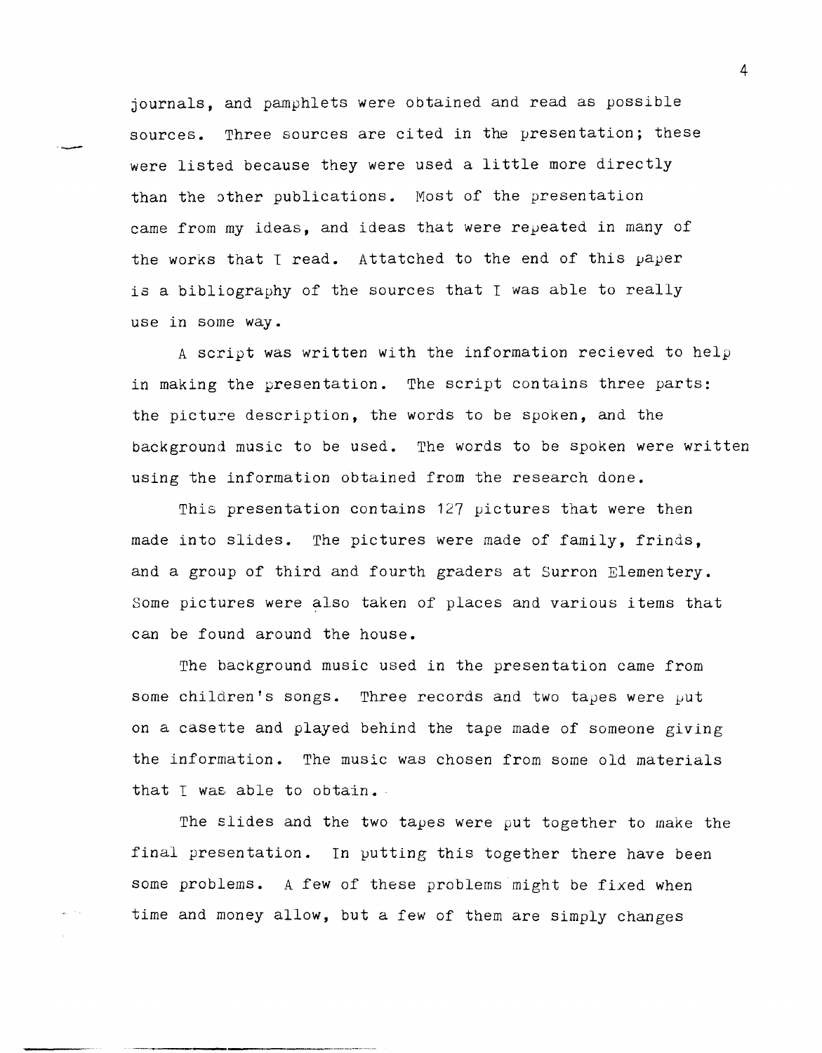journals, and pamphlets were obtained and read as possible sources. Three sources are cited in the presentation; these were listed because they were used a little more directly than the other publications. Most of the presentation came from my ideas, and ideas that were repeated in many of the works that I read. Attatched to the end of this paper is a bibliography of the sources that I was able to really use in some way.

A script was written with the information recieved to help in making the presentation. The script contains three parts: the picture description, the words to be spoken, and the background music to be used. The words to be spoken were written using the information obtained from the research done.

This presentation contains 127 pictures that were then made into slides. The pictures were made of family, frinds, and a group of third and fourth graders at Surron Elementery. Some pictures were also taken of places and various items that can be found around the house.

The background music used in the presentation came from some children's songs. Three records and two tapes were put on a casette and played behind the tape made of someone giving the information. The music was chosen from some old materials that I was able to obtain.

The slides and the two tapes were put together to make the final presentation. In putting this together there have been some problems. A few of these problems might be fixed when time and money allow, but a few of them are simply changes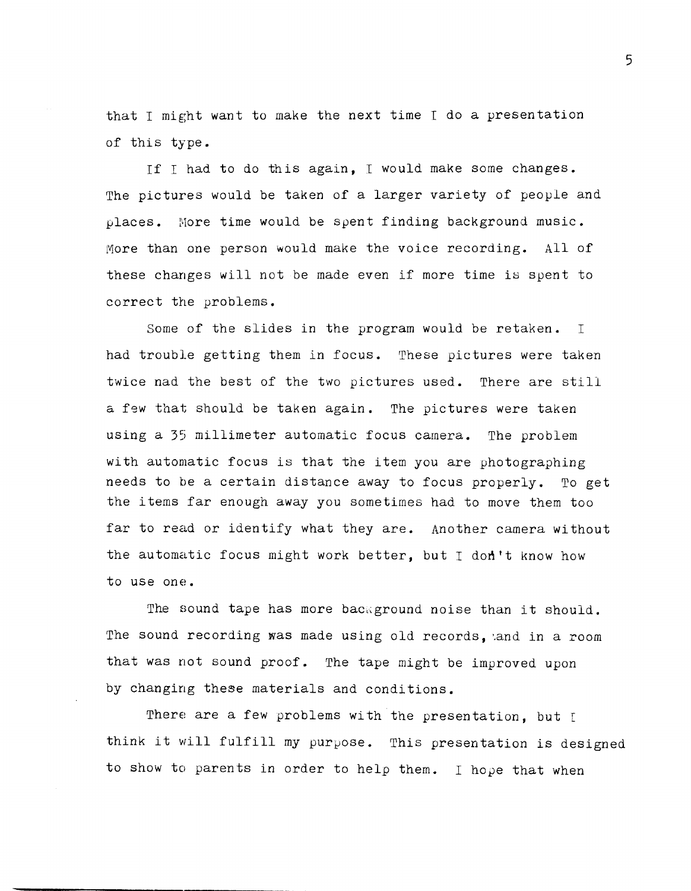that I might want to make the next time I do a presentation of this type.

If I had to do this again, I would make some changes. The pictures would be taken of a larger variety of people and places. More time would be spent finding background music. More than one person would make the voice recording. All of these changes will not be made even if more time is spent to correct the problems.

Some of the slides in the program would be retaken. I had trouble getting them in focus. These pictures were taken twice nad the best of the two pictures used. There are still a few that should be taken again. The pictures were taken using a 35 millimeter automatic focus camera. The problem with automatic focus is that the item you are photographing needs to be a certain distance away to focus properly. To get the items far enough away you sometimes had to move them too far to read or identify what they are. Another camera without the automatic focus might work better, but I don't know how to use one.

The sound tape has more background noise than it should. The sound recording was made using old records, and in a room that was not sound proof. The tape might be improved upon by changing these materials and conditions.

There are a few problems with the presentation, but I think it will fulfill my purpose. This presentation is designed to show to parents in order to help them. I hope that when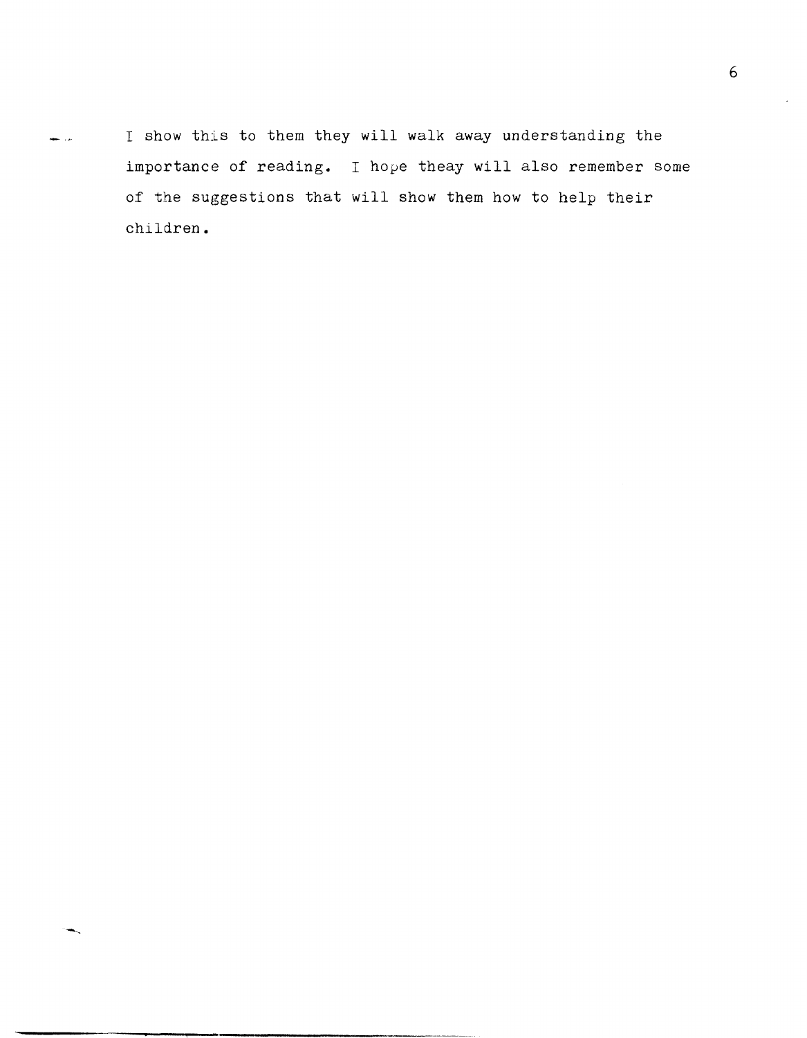I show this to them they will walk away understanding the importance of reading. I hope theay will also remember some of the suggestions that will show them how to help their children.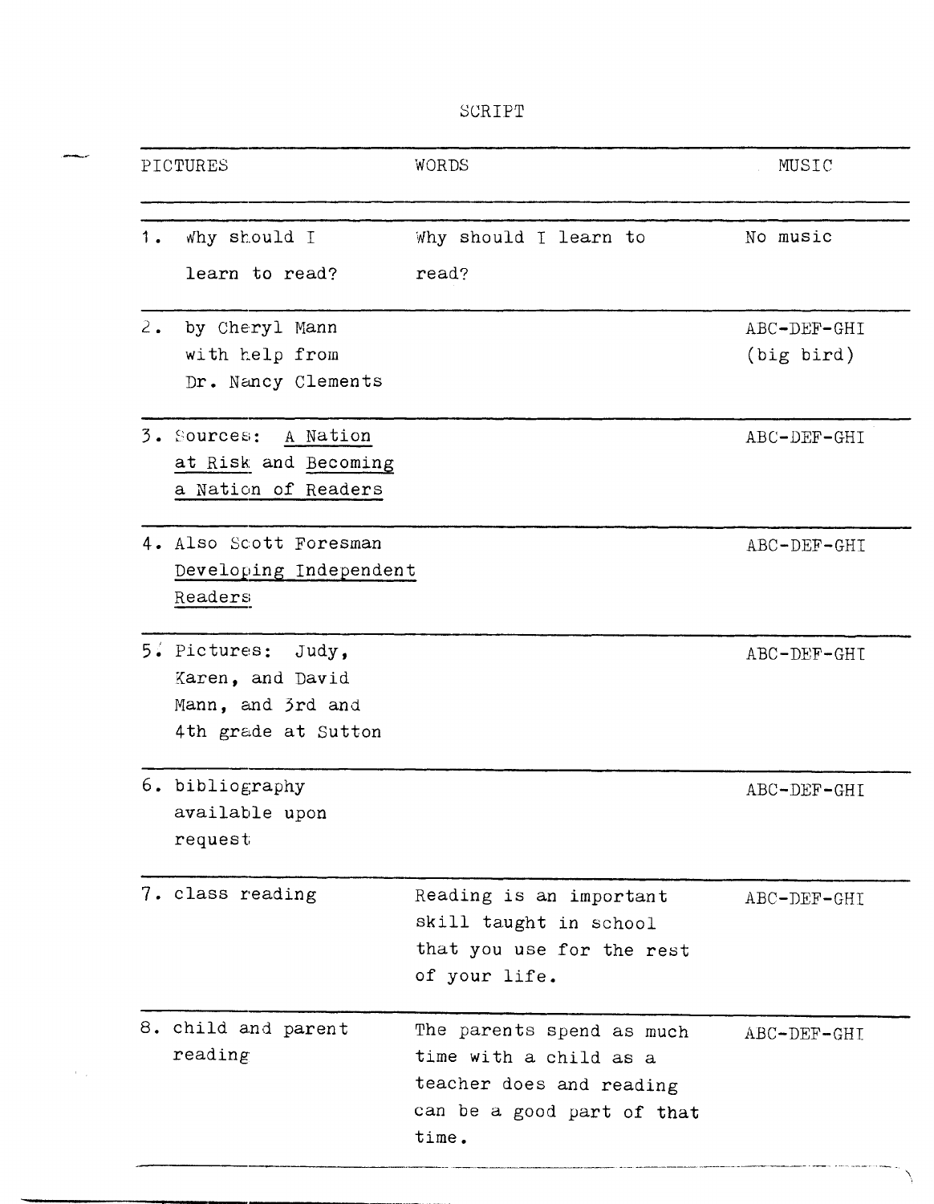# SCRIPT

| PICTURES | WORDS | MUSIC |
| --- | --- | --- |
| 1. Why should I learn to read? | Why should I learn to read? | No music |
| 2. by Cheryl Mann with help from Dr. Nancy Clements | | ABC-DEF-GHI (big bird) |
| 3. Sources: <u>A Nation at Risk</u> and <u>Becoming a Nation of Readers</u> | | ABC-DEF-GHI |
| 4. Also Scott Foresman <u>Developing Independent Readers</u> | | ABC-DEF-GHI |
| 5. Pictures: Judy, Karen, and David Mann, and 3rd and 4th grade at Sutton | | ABC-DEF-GHI |
| 6. bibliography available upon request | | ABC-DEF-GHI |
| 7. class reading | Reading is an important skill taught in school that you use for the rest of your life. | ABC-DEF-GHI |
| 8. child and parent reading | The parents spend as much time with a child as a teacher does and reading can be a good part of that time. | ABC-DEF-GHI |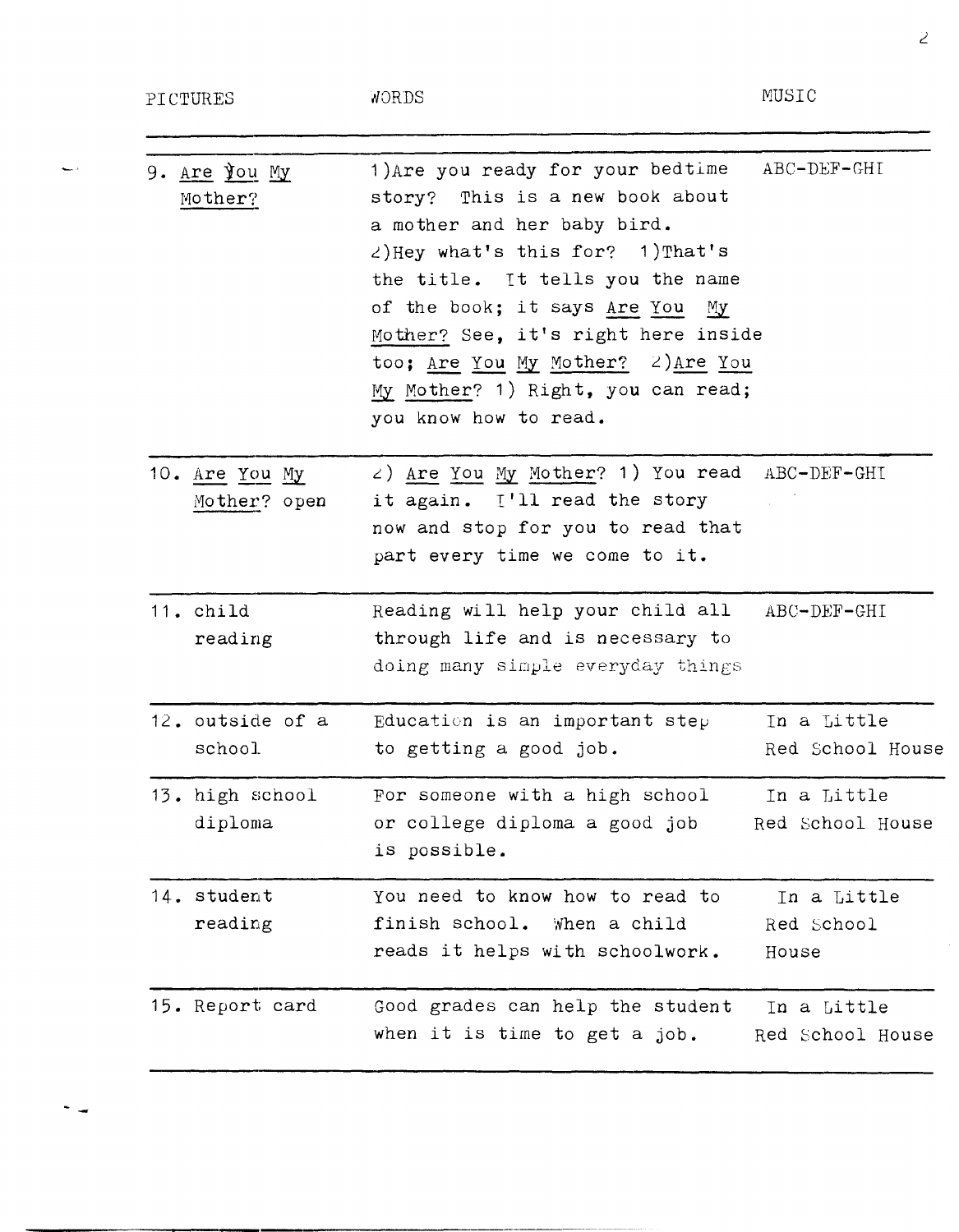| PICTURES | WORDS | MUSIC |
|---|---|---|
| 9. Are You My Mother? | 1)Are you ready for your bedtime story? This is a new book about a mother and her baby bird. 2)Hey what's this for? 1)That's the title. It tells you the name of the book; it says Are You My Mother? See, it's right here inside too; Are You My Mother? 2)Are You My Mother? 1) Right, you can read; you know how to read. | ABC-DEF-GHI |
| 10. Are You My Mother? open | 2) Are You My Mother? 1) You read it again. I'll read the story now and stop for you to read that part every time we come to it. | ABC-DEF-GHI |
| 11. child reading | Reading will help your child all through life and is necessary to doing many simple everyday things | ABC-DEF-GHI |
| 12. outside of a school | Education is an important step to getting a good job. | In a Little Red School House |
| 13. high school diploma | For someone with a high school or college diploma a good job is possible. | In a Little Red School House |
| 14. student reading | You need to know how to read to finish school. When a child reads it helps with schoolwork. | In a Little Red School House |
| 15. Report card | Good grades can help the student when it is time to get a job. | In a Little Red School House |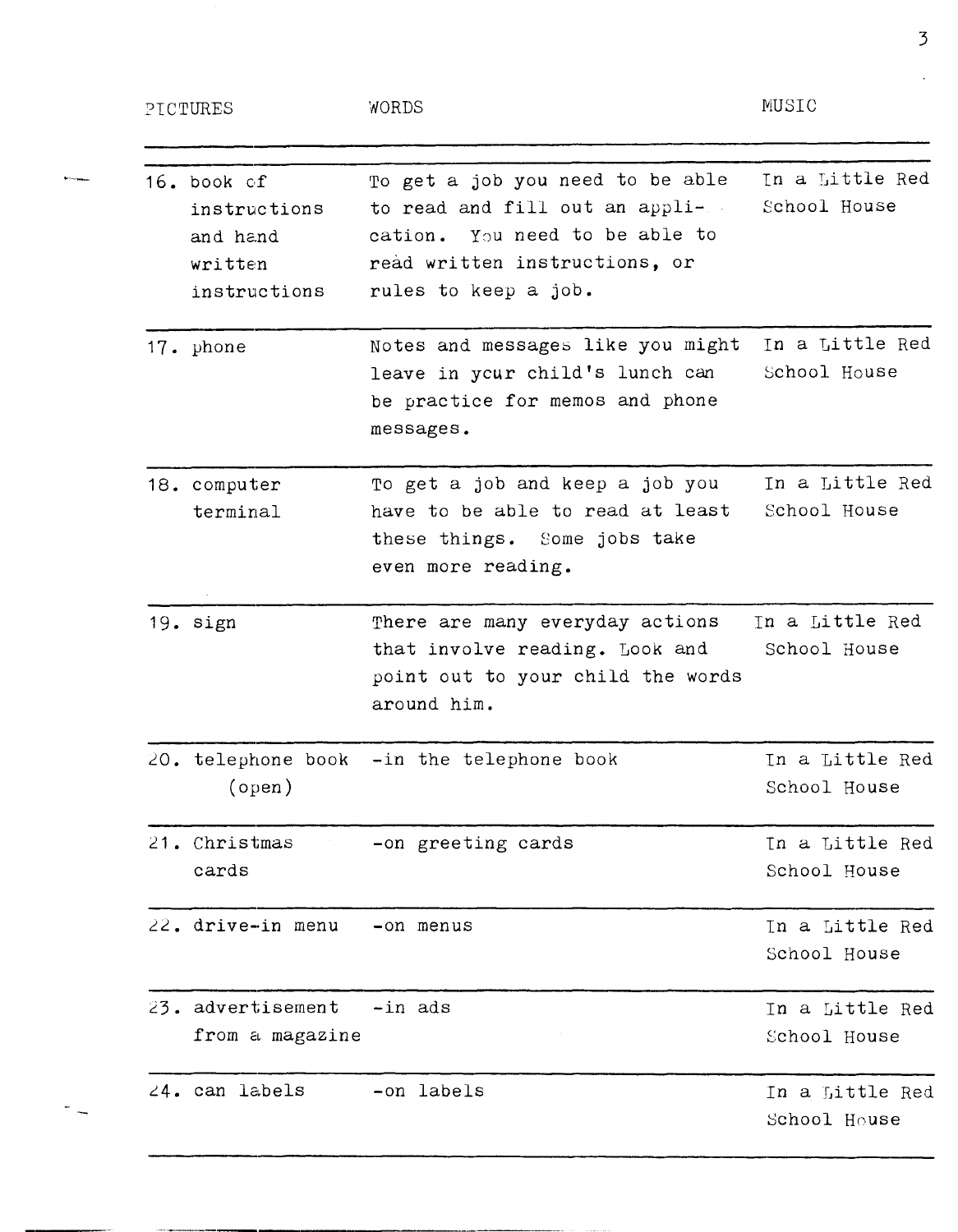| PICTURES | WORDS | MUSIC |
|---|---|---|
| 16. book of instructions and hand written instructions | To get a job you need to be able to read and fill out an application. You need to be able to read written instructions, or rules to keep a job. | In a Little Red School House |
| 17. phone | Notes and messages like you might leave in your child's lunch can be practice for memos and phone messages. | In a Little Red School House |
| 18. computer terminal | To get a job and keep a job you have to be able to read at least these things. Some jobs take even more reading. | In a Little Red School House |
| 19. sign | There are many everyday actions that involve reading. Look and point out to your child the words around him. | In a Little Red School House |
| 20. telephone book (open) | -in the telephone book | In a Little Red School House |
| 21. Christmas cards | -on greeting cards | In a Little Red School House |
| 22. drive-in menu | -on menus | In a Little Red School House |
| 23. advertisement from a magazine | -in ads | In a Little Red School House |
| 24. can labels | -on labels | In a Little Red School House |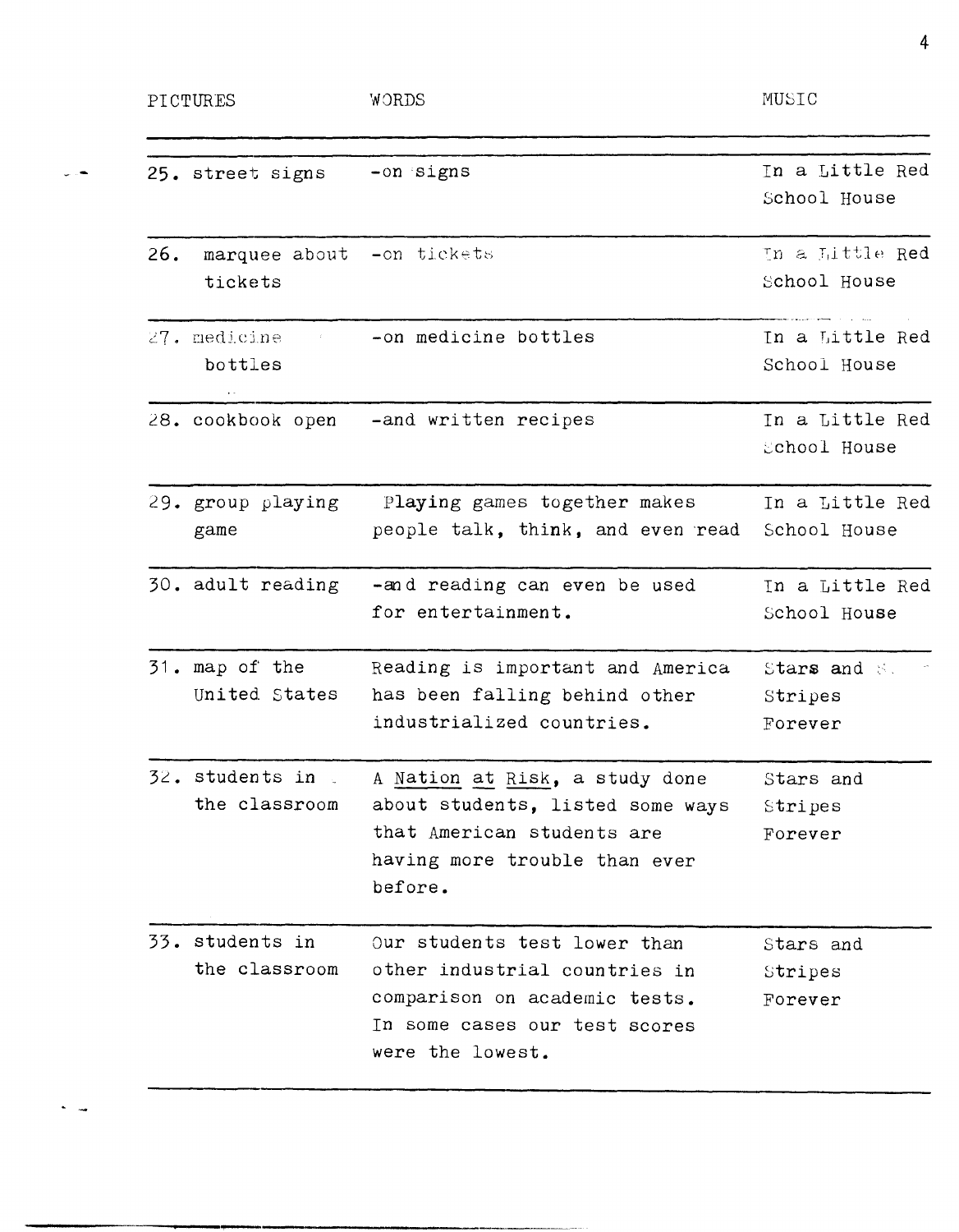| PICTURES | WORDS | MUSIC |
|---|---|---|
| 25. street signs | -on signs | In a Little Red School House |
| 26. marquee about tickets | -on tickets | In a Little Red School House |
| 27. medicine bottles | -on medicine bottles | In a Little Red School House |
| 28. cookbook open | -and written recipes | In a Little Red School House |
| 29. group playing game | Playing games together makes people talk, think, and even read | In a Little Red School House |
| 30. adult reading | -and reading can even be used for entertainment. | In a Little Red School House |
| 31. map of the United States | Reading is important and America has been falling behind other industrialized countries. | Stars and Stripes Forever |
| 32. students in the classroom | A Nation at Risk, a study done about students, listed some ways that American students are having more trouble than ever before. | Stars and Stripes Forever |
| 33. students in the classroom | Our students test lower than other industrial countries in comparison on academic tests. In some cases our test scores were the lowest. | Stars and Stripes Forever |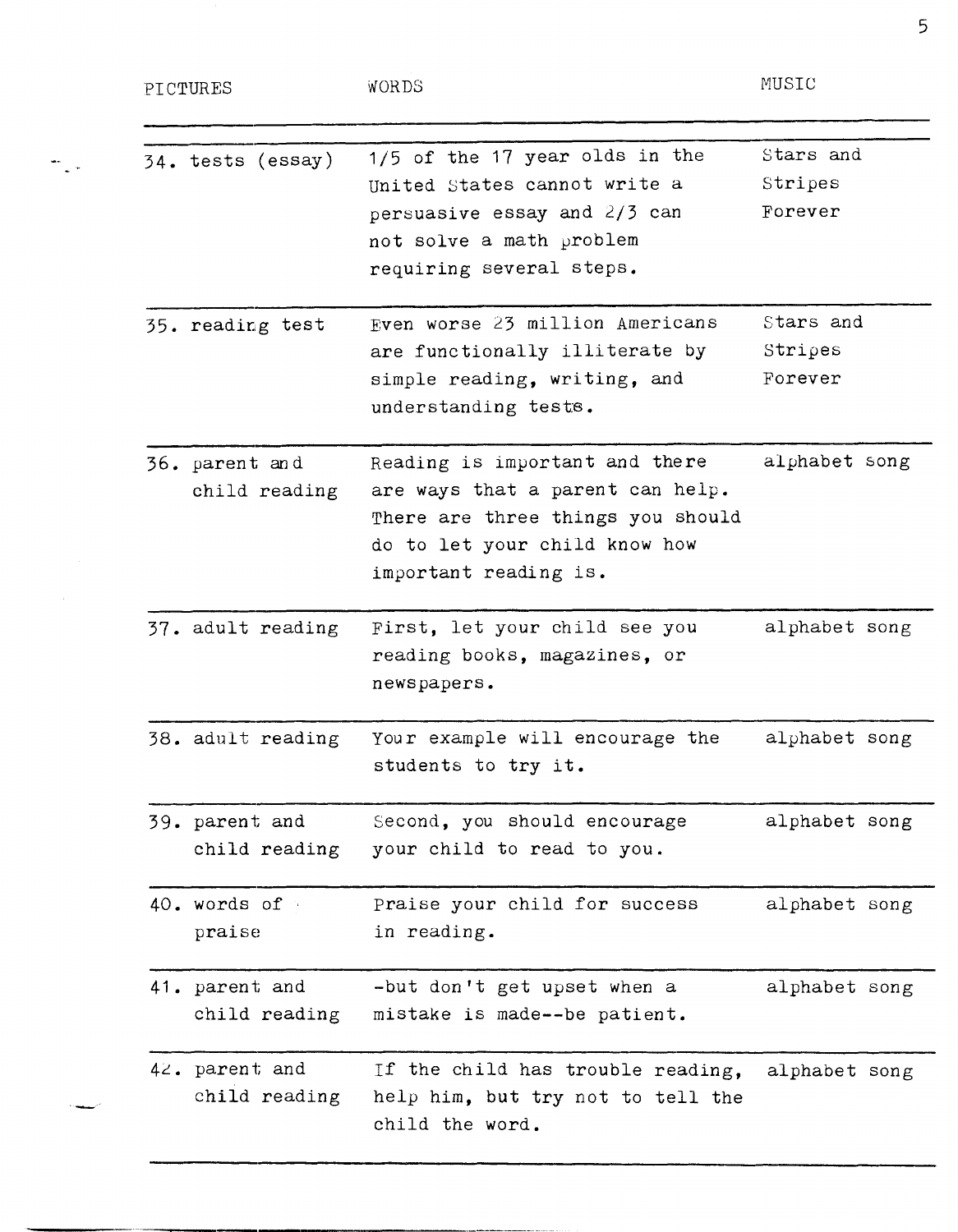| PICTURES | WORDS | MUSIC |
|---|---|---|
| 34. tests (essay) | 1/5 of the 17 year olds in the United States cannot write a persuasive essay and 2/3 can not solve a math problem requiring several steps. | Stars and Stripes Forever |
| 35. reading test | Even worse 23 million Americans are functionally illiterate by simple reading, writing, and understanding tests. | Stars and Stripes Forever |
| 36. parent and child reading | Reading is important and there are ways that a parent can help. There are three things you should do to let your child know how important reading is. | alphabet song |
| 37. adult reading | First, let your child see you reading books, magazines, or newspapers. | alphabet song |
| 38. adult reading | Your example will encourage the students to try it. | alphabet song |
| 39. parent and child reading | Second, you should encourage your child to read to you. | alphabet song |
| 40. words of praise | Praise your child for success in reading. | alphabet song |
| 41. parent and child reading | -but don't get upset when a mistake is made--be patient. | alphabet song |
| 42. parent and child reading | If the child has trouble reading, help him, but try not to tell the child the word. | alphabet song |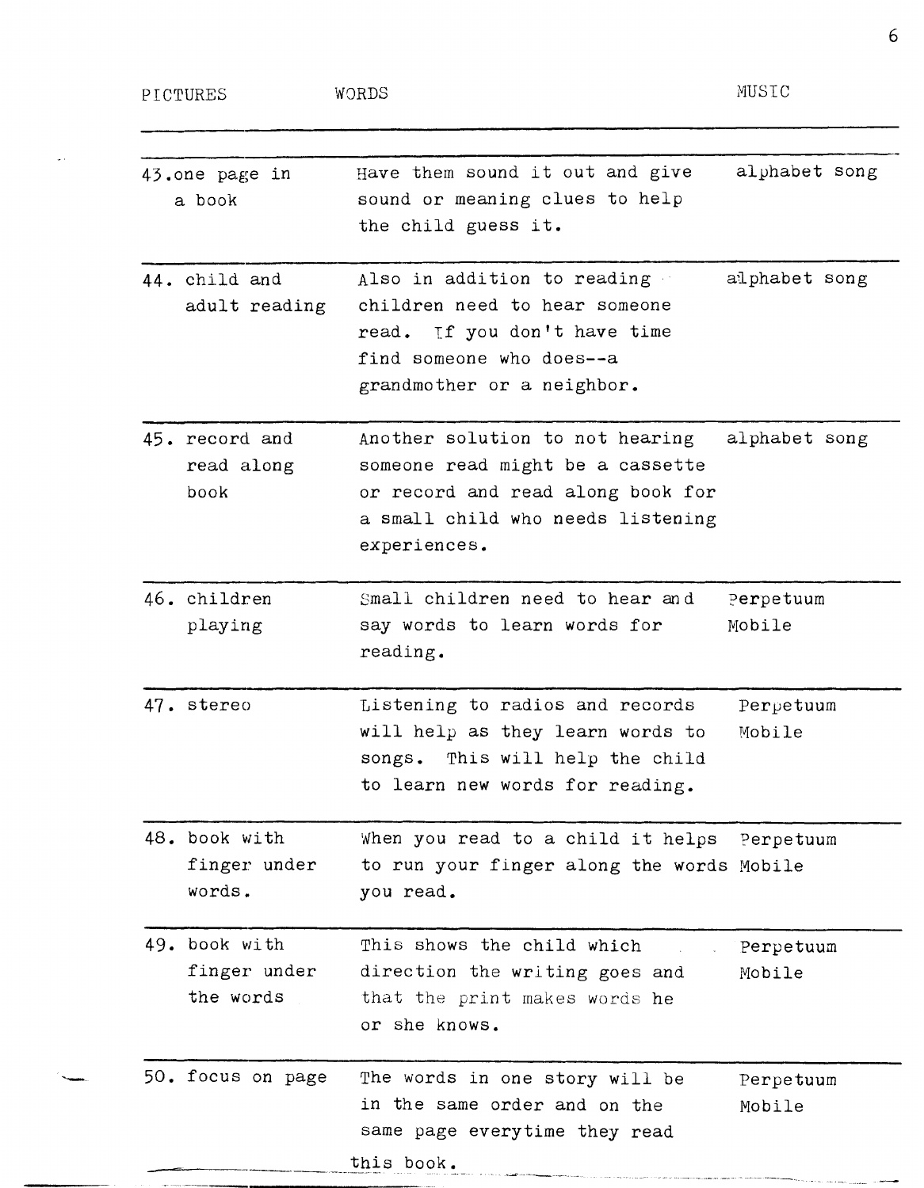| PICTURES | WORDS | MUSIC |
|---|---|---|
| 43. one page in a book | Have them sound it out and give sound or meaning clues to help the child guess it. | alphabet song |
| 44. child and adult reading | Also in addition to reading children need to hear someone read. If you don't have time find someone who does--a grandmother or a neighbor. | alphabet song |
| 45. record and read along book | Another solution to not hearing someone read might be a cassette or record and read along book for a small child who needs listening experiences. | alphabet song |
| 46. children playing | Small children need to hear and say words to learn words for reading. | Perpetuum Mobile |
| 47. stereo | Listening to radios and records will help as they learn words to songs. This will help the child to learn new words for reading. | Perpetuum Mobile |
| 48. book with finger under words. | When you read to a child it helps to run your finger along the words you read. | Perpetuum Mobile |
| 49. book with finger under the words | This shows the child which direction the writing goes and that the print makes words he or she knows. | Perpetuum Mobile |
| 50. focus on page | The words in one story will be in the same order and on the same page everytime they read this book. | Perpetuum Mobile |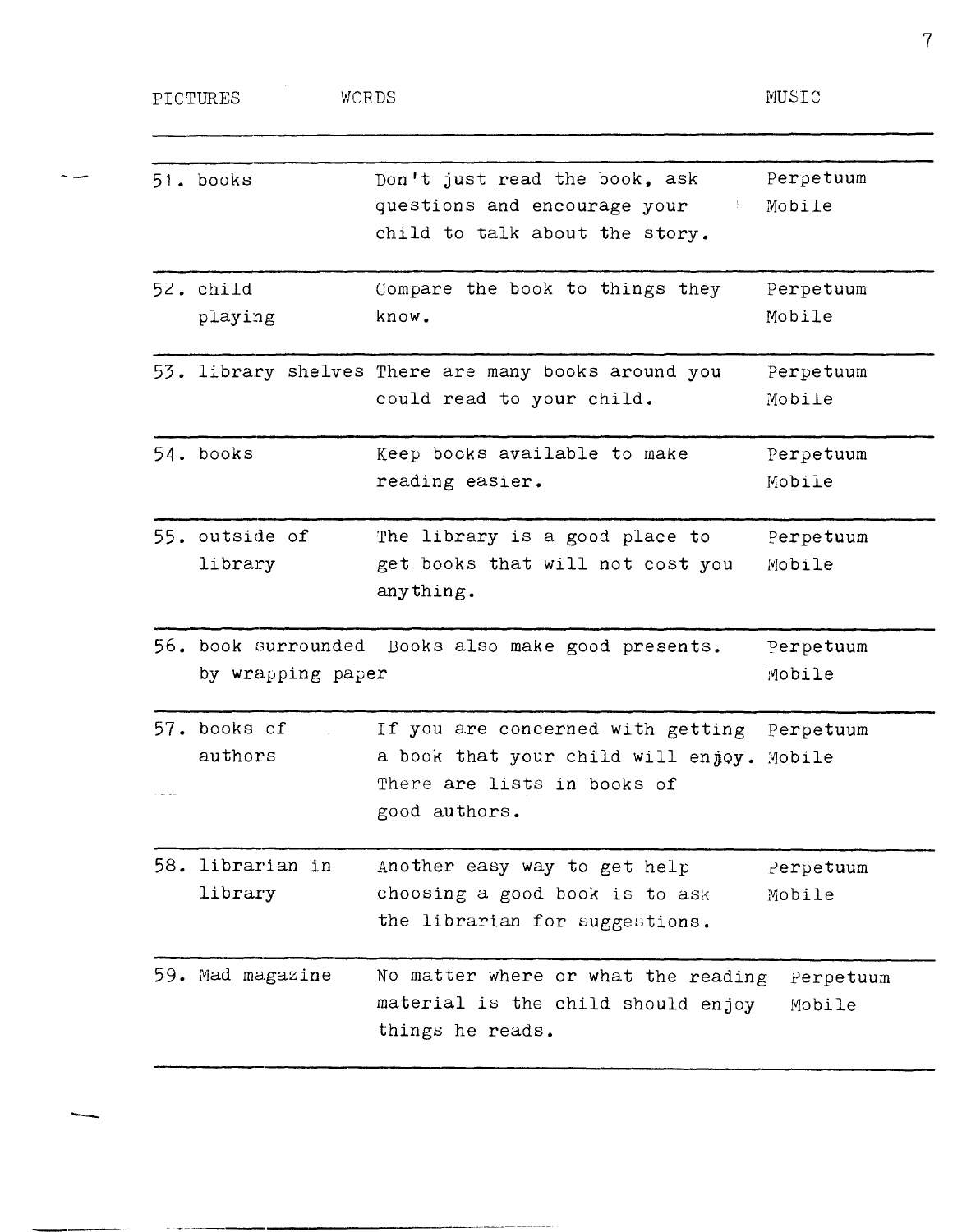| PICTURES | WORDS | MUSIC |
|---|---|---|
| 51. books | Don't just read the book, ask questions and encourage your child to talk about the story. | Perpetuum Mobile |
| 52. child playing | Compare the book to things they know. | Perpetuum Mobile |
| 53. library shelves | There are many books around you could read to your child. | Perpetuum Mobile |
| 54. books | Keep books available to make reading easier. | Perpetuum Mobile |
| 55. outside of library | The library is a good place to get books that will not cost you anything. | Perpetuum Mobile |
| 56. book surrounded by wrapping paper | Books also make good presents. | Perpetuum Mobile |
| 57. books of authors | If you are concerned with getting a book that your child will enjoy. There are lists in books of good authors. | Perpetuum Mobile |
| 58. librarian in library | Another easy way to get help choosing a good book is to ask the librarian for suggestions. | Perpetuum Mobile |
| 59. Mad magazine | No matter where or what the reading material is the child should enjoy things he reads. | Perpetuum Mobile |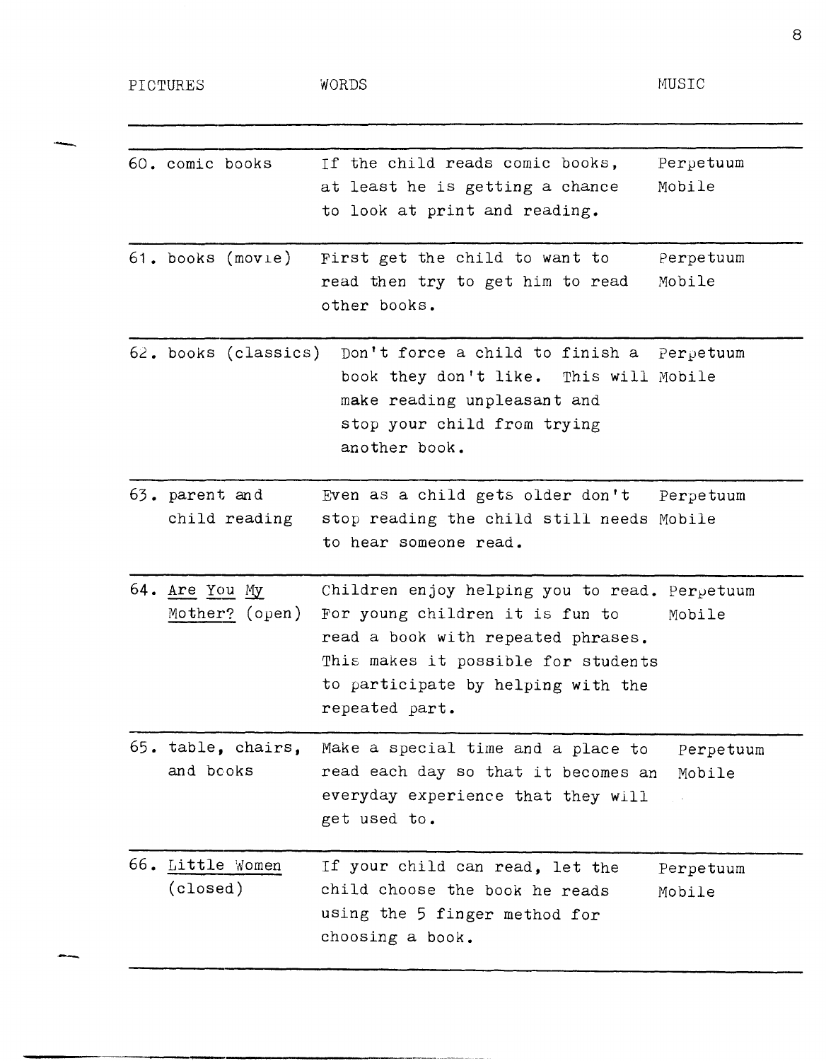| PICTURES | WORDS | MUSIC |
|---|---|---|
| 60. comic books | If the child reads comic books, at least he is getting a chance to look at print and reading. | Perpetuum Mobile |
| 61. books (movie) | First get the child to want to read then try to get him to read other books. | Perpetuum Mobile |
| 62. books (classics) | Don't force a child to finish a book they don't like. This will make reading unpleasant and stop your child from trying another book. | Perpetuum Mobile |
| 63. parent and child reading | Even as a child gets older don't stop reading the child still needs to hear someone read. | Perpetuum Mobile |
| 64. <u>Are You My Mother?</u> (open) | Children enjoy helping you to read. For young children it is fun to read a book with repeated phrases. This makes it possible for students to participate by helping with the repeated part. | Perpetuum Mobile |
| 65. table, chairs, and books | Make a special time and a place to read each day so that it becomes an everyday experience that they will get used to. | Perpetuum Mobile |
| 66. <u>Little Women</u> (closed) | If your child can read, let the child choose the book he reads using the 5 finger method for choosing a book. | Perpetuum Mobile |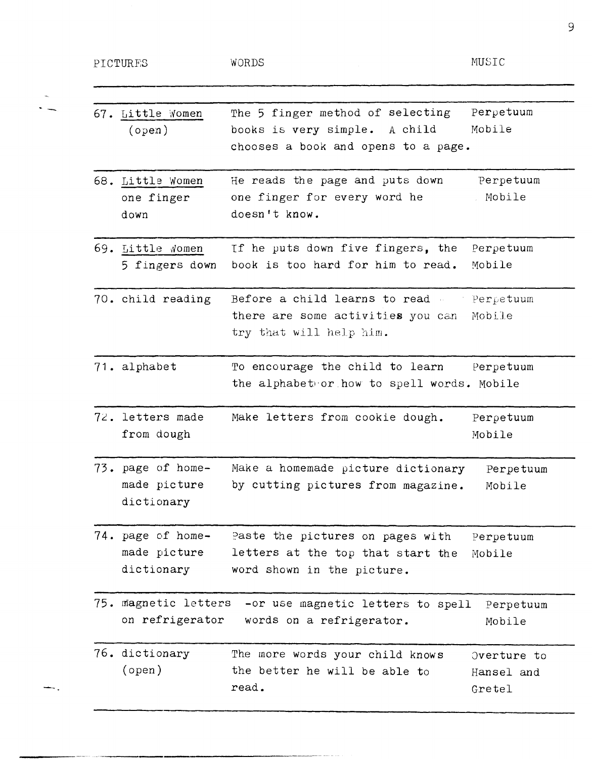| PICTURES | WORDS | MUSIC |
|---|---|---|
| 67. Little Women (open) | The 5 finger method of selecting books is very simple. A child chooses a book and opens to a page. | Perpetuum Mobile |
| 68. Little Women one finger down | He reads the page and puts down one finger for every word he doesn't know. | Perpetuum Mobile |
| 69. Little Women 5 fingers down | If he puts down five fingers, the book is too hard for him to read. | Perpetuum Mobile |
| 70. child reading | Before a child learns to read there are some activities you can try that will help him. | Perpetuum Mobile |
| 71. alphabet | To encourage the child to learn the alphabet or how to spell words. | Perpetuum Mobile |
| 72. letters made from dough | Make letters from cookie dough. | Perpetuum Mobile |
| 73. page of home-made picture dictionary | Make a homemade picture dictionary by cutting pictures from magazine. | Perpetuum Mobile |
| 74. page of home-made picture dictionary | Paste the pictures on pages with letters at the top that start the word shown in the picture. | Perpetuum Mobile |
| 75. magnetic letters on refrigerator | -or use magnetic letters to spell words on a refrigerator. | Perpetuum Mobile |
| 76. dictionary (open) | The more words your child knows the better he will be able to read. | Overture to Hansel and Gretel |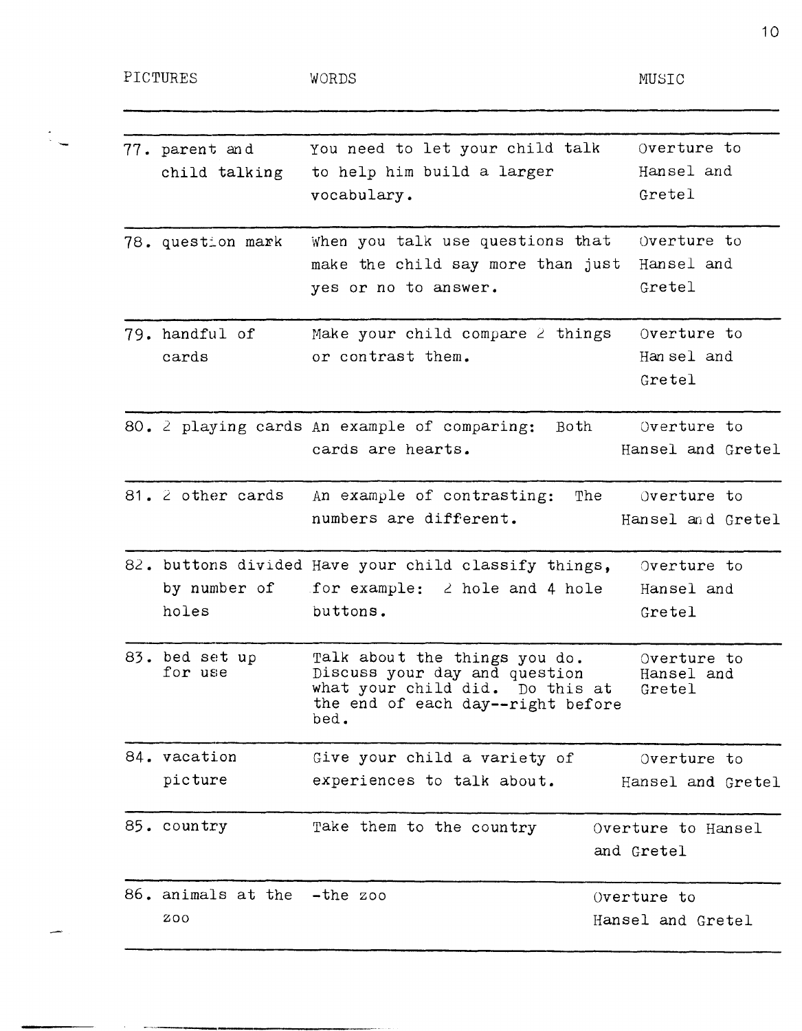| PICTURES | WORDS | MUSIC |
|---|---|---|
| 77. parent and child talking | You need to let your child talk to help him build a larger vocabulary. | Overture to Hansel and Gretel |
| 78. question mark | When you talk use questions that make the child say more than just yes or no to answer. | Overture to Hansel and Gretel |
| 79. handful of cards | Make your child compare 2 things or contrast them. | Overture to Hansel and Gretel |
| 80. 2 playing cards | An example of comparing: Both cards are hearts. | Overture to Hansel and Gretel |
| 81. 2 other cards | An example of contrasting: The numbers are different. | Overture to Hansel and Gretel |
| 82. buttons divided by number of holes | Have your child classify things, for example: 2 hole and 4 hole buttons. | Overture to Hansel and Gretel |
| 83. bed set up for use | Talk about the things you do. Discuss your day and question what your child did. Do this at the end of each day--right before bed. | Overture to Hansel and Gretel |
| 84. vacation picture | Give your child a variety of experiences to talk about. | Overture to Hansel and Gretel |
| 85. country | Take them to the country | Overture to Hansel and Gretel |
| 86. animals at the zoo | -the zoo | Overture to Hansel and Gretel |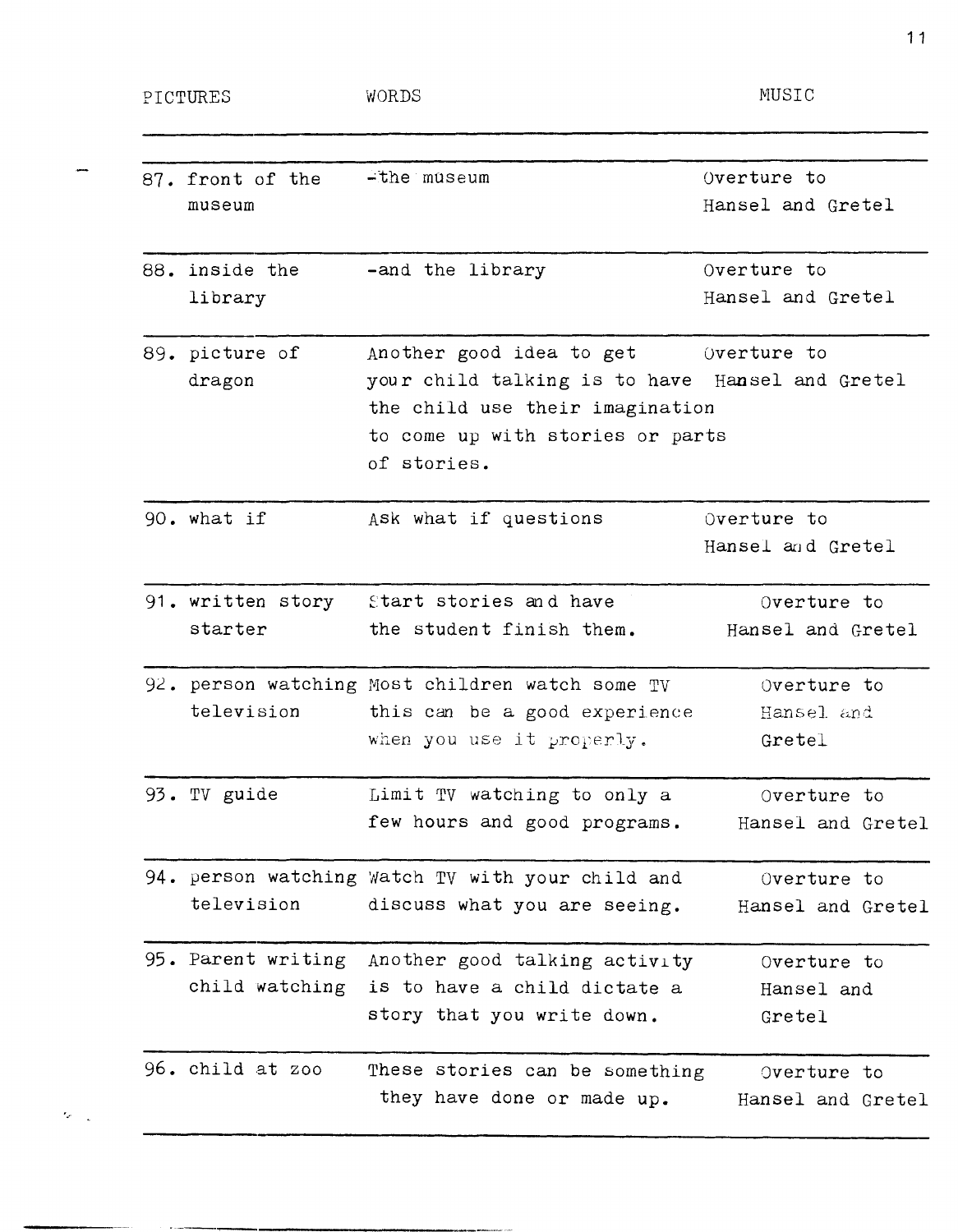| PICTURES | WORDS | MUSIC |
|---|---|---|
| 87. front of the museum | -the museum | Overture to Hansel and Gretel |
| 88. inside the library | -and the library | Overture to Hansel and Gretel |
| 89. picture of dragon | Another good idea to get your child talking is to have the child use their imagination to come up with stories or parts of stories. | Overture to Hansel and Gretel |
| 90. what if | Ask what if questions | Overture to Hansel and Gretel |
| 91. written story starter | Start stories and have the student finish them. | Overture to Hansel and Gretel |
| 92. person watching television | Most children watch some TV this can be a good experience when you use it properly. | Overture to Hansel and Gretel |
| 93. TV guide | Limit TV watching to only a few hours and good programs. | Overture to Hansel and Gretel |
| 94. person watching television | Watch TV with your child and discuss what you are seeing. | Overture to Hansel and Gretel |
| 95. Parent writing child watching | Another good talking activity is to have a child dictate a story that you write down. | Overture to Hansel and Gretel |
| 96. child at zoo | These stories can be something they have done or made up. | Overture to Hansel and Gretel |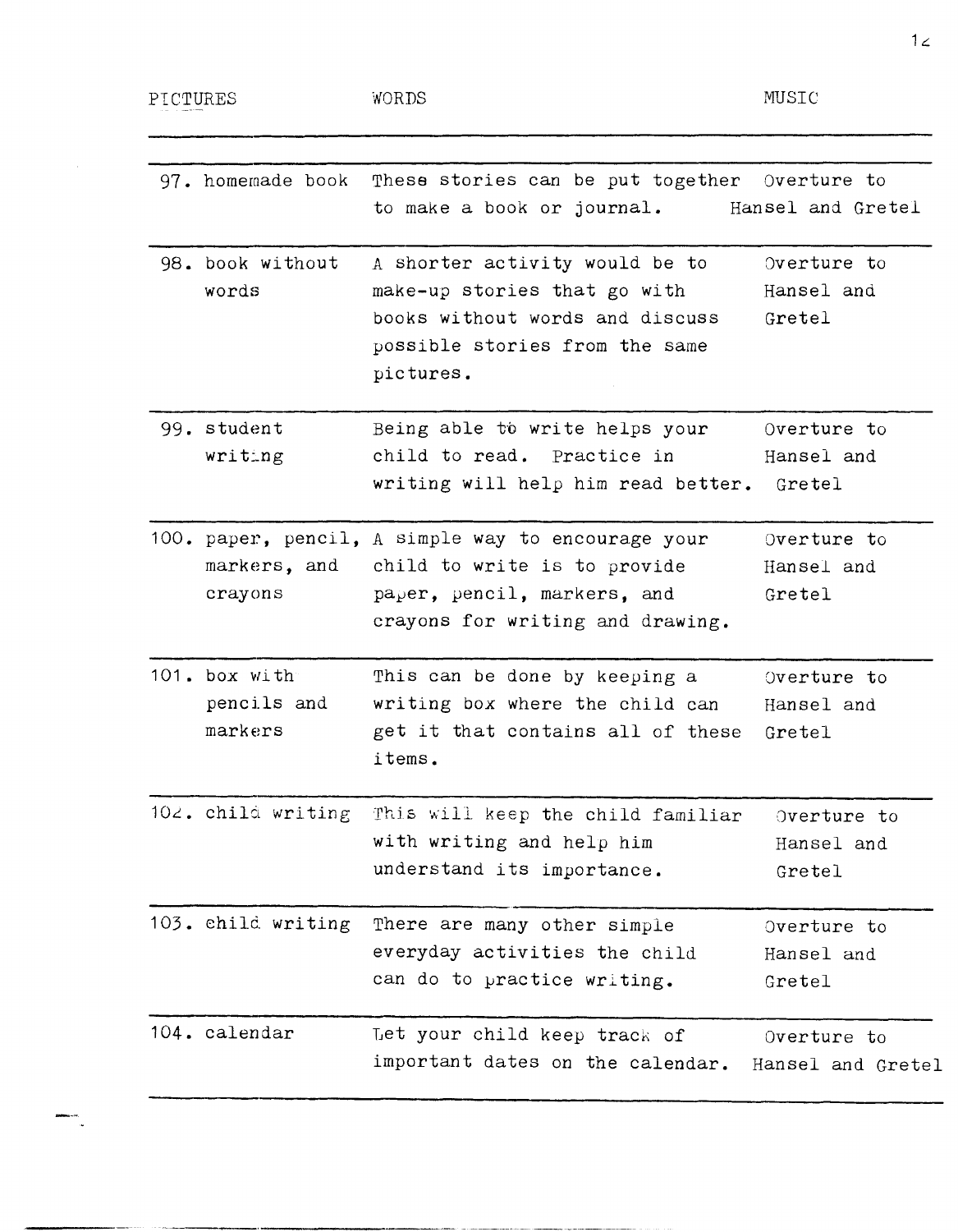| PICTURES | WORDS | MUSIC |
|---|---|---|
| 97. homemade book | These stories can be put together to make a book or journal. | Overture to Hansel and Gretel |
| 98. book without words | A shorter activity would be to make-up stories that go with books without words and discuss possible stories from the same pictures. | Overture to Hansel and Gretel |
| 99. student writing | Being able to write helps your child to read. Practice in writing will help him read better. | Overture to Hansel and Gretel |
| 100. paper, pencil, markers, and crayons | A simple way to encourage your child to write is to provide paper, pencil, markers, and crayons for writing and drawing. | Overture to Hansel and Gretel |
| 101. box with pencils and markers | This can be done by keeping a writing box where the child can get it that contains all of these items. | Overture to Hansel and Gretel |
| 102. child writing | This will keep the child familiar with writing and help him understand its importance. | Overture to Hansel and Gretel |
| 103. child writing | There are many other simple everyday activities the child can do to practice writing. | Overture to Hansel and Gretel |
| 104. calendar | Let your child keep track of important dates on the calendar. | Overture to Hansel and Gretel |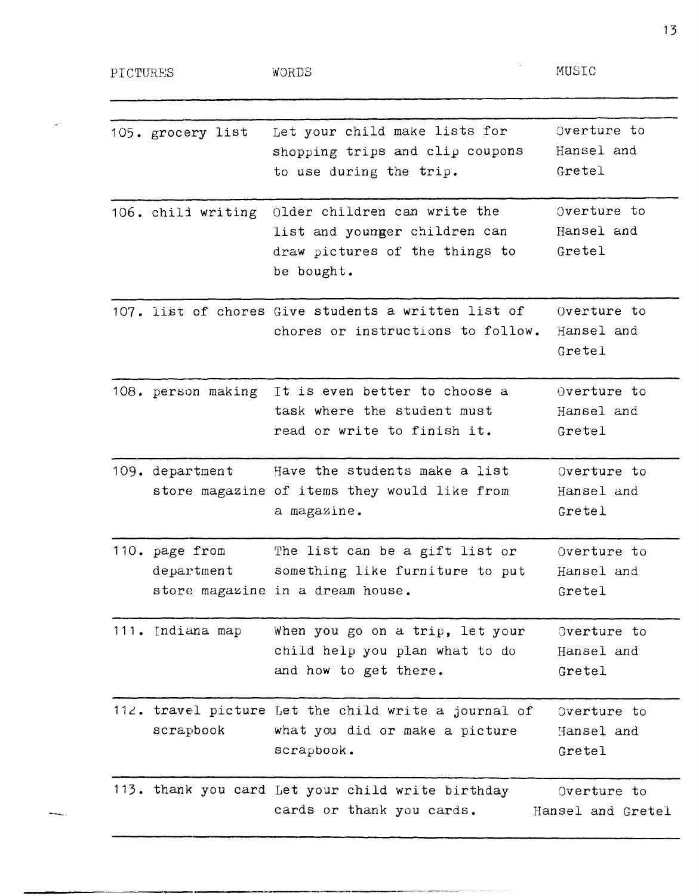| PICTURES | WORDS | MUSIC |
|---|---|---|
| 105. grocery list | Let your child make lists for shopping trips and clip coupons to use during the trip. | Overture to Hansel and Gretel |
| 106. child writing | Older children can write the list and younger children can draw pictures of the things to be bought. | Overture to Hansel and Gretel |
| 107. list of chores | Give students a written list of chores or instructions to follow. | Overture to Hansel and Gretel |
| 108. person making | It is even better to choose a task where the student must read or write to finish it. | Overture to Hansel and Gretel |
| 109. department store magazine | Have the students make a list of items they would like from a magazine. | Overture to Hansel and Gretel |
| 110. page from department store magazine | The list can be a gift list or something like furniture to put in a dream house. | Overture to Hansel and Gretel |
| 111. Indiana map | When you go on a trip, let your child help you plan what to do and how to get there. | Overture to Hansel and Gretel |
| 112. travel picture scrapbook | Let the child write a journal of what you did or make a picture scrapbook. | Overture to Hansel and Gretel |
| 113. thank you card | Let your child write birthday cards or thank you cards. | Overture to Hansel and Gretel |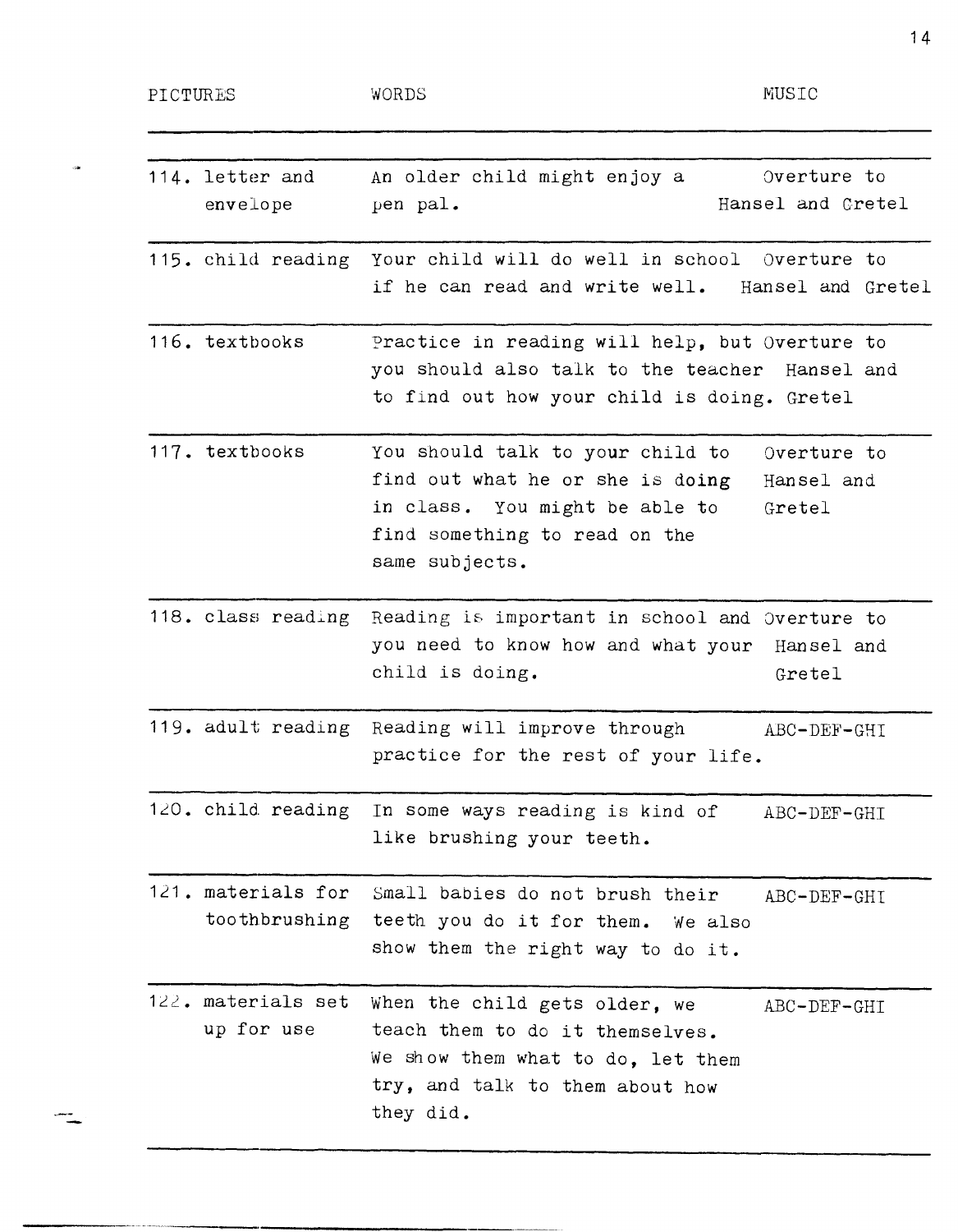| PICTURES | WORDS | MUSIC |
|---|---|---|
| 114. letter and envelope | An older child might enjoy a pen pal. | Overture to Hansel and Cretel |
| 115. child reading | Your child will do well in school if he can read and write well. | Overture to Hansel and Gretel |
| 116. textbooks | Practice in reading will help, but you should also talk to the teacher to find out how your child is doing. | Overture to Hansel and Gretel |
| 117. textbooks | You should talk to your child to find out what he or she is doing in class. You might be able to find something to read on the same subjects. | Overture to Hansel and Gretel |
| 118. class reading | Reading is important in school and you need to know how and what your child is doing. | Overture to Hansel and Gretel |
| 119. adult reading | Reading will improve through practice for the rest of your life. | ABC-DEF-GHI |
| 120. child reading | In some ways reading is kind of like brushing your teeth. | ABC-DEF-GHI |
| 121. materials for toothbrushing | Small babies do not brush their teeth you do it for them. We also show them the right way to do it. | ABC-DEF-GHI |
| 122. materials set up for use | When the child gets older, we teach them to do it themselves. We show them what to do, let them try, and talk to them about how they did. | ABC-DEF-GHI |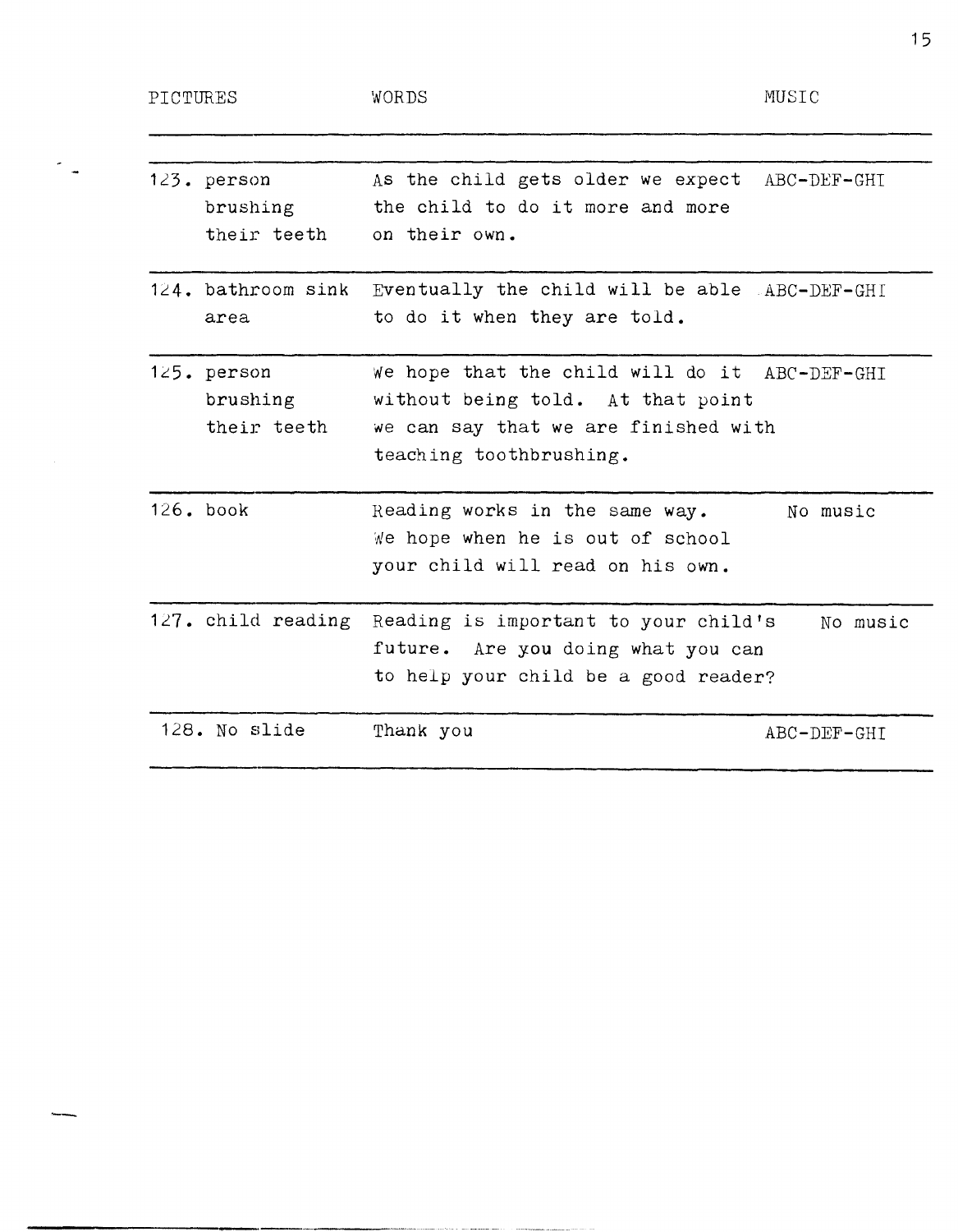| PICTURES | WORDS | MUSIC |
|---|---|---|
| 123. person brushing their teeth | As the child gets older we expect the child to do it more and more on their own. | ABC-DEF-GHI |
| 124. bathroom sink area | Eventually the child will be able to do it when they are told. | ABC-DEF-GHI |
| 125. person brushing their teeth | We hope that the child will do it without being told. At that point we can say that we are finished with teaching toothbrushing. | ABC-DEF-GHI |
| 126. book | Reading works in the same way. We hope when he is out of school your child will read on his own. | No music |
| 127. child reading | Reading is important to your child's future. Are you doing what you can to help your child be a good reader? | No music |
| 128. No slide | Thank you | ABC-DEF-GHI |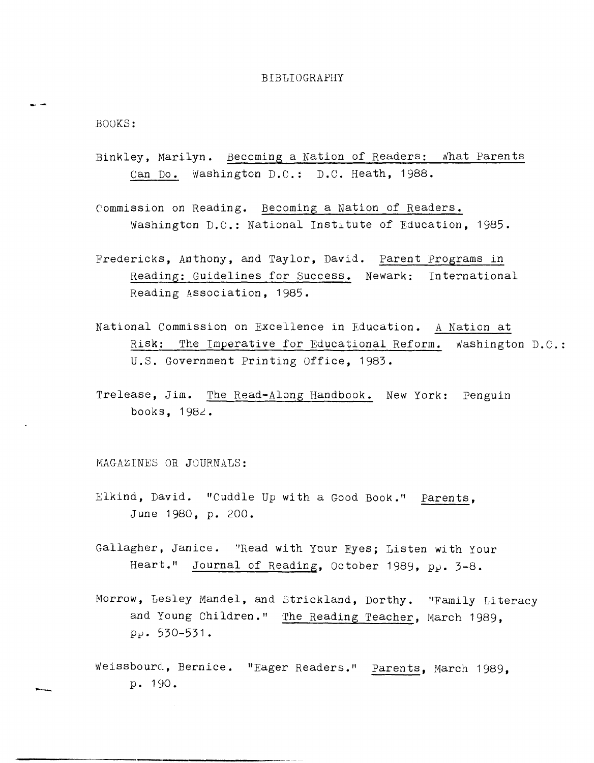# BIBLIOGRAPHY

## BOOKS:

Binkley, Marilyn. _Becoming a Nation of Readers: What Parents Can Do._ Washington D.C.: D.C. Heath, 1988.

Commission on Reading. _Becoming a Nation of Readers._ Washington D.C.: National Institute of Education, 1985.

Fredericks, Anthony, and Taylor, David. _Parent Programs in Reading: Guidelines for Success._ Newark: International Reading Association, 1985.

National Commission on Excellence in Education. _A Nation at Risk: The Imperative for Educational Reform._ Washington D.C.: U.S. Government Printing Office, 1983.

Trelease, Jim. _The Read-Along Handbook._ New York: Penguin books, 1982.

## MAGAZINES OR JOURNALS:

Elkind, David. "Cuddle Up with a Good Book." _Parents_, June 1980, p. 200.

Gallagher, Janice. "Read with Your Eyes; Listen with Your Heart." _Journal of Reading_, October 1989, pp. 3-8.

Morrow, Lesley Mandel, and Strickland, Dorthy. "Family Literacy and Young Children." _The Reading Teacher_, March 1989, pp. 530-531.

Weissbourd, Bernice. "Eager Readers." _Parents_, March 1989, p. 190.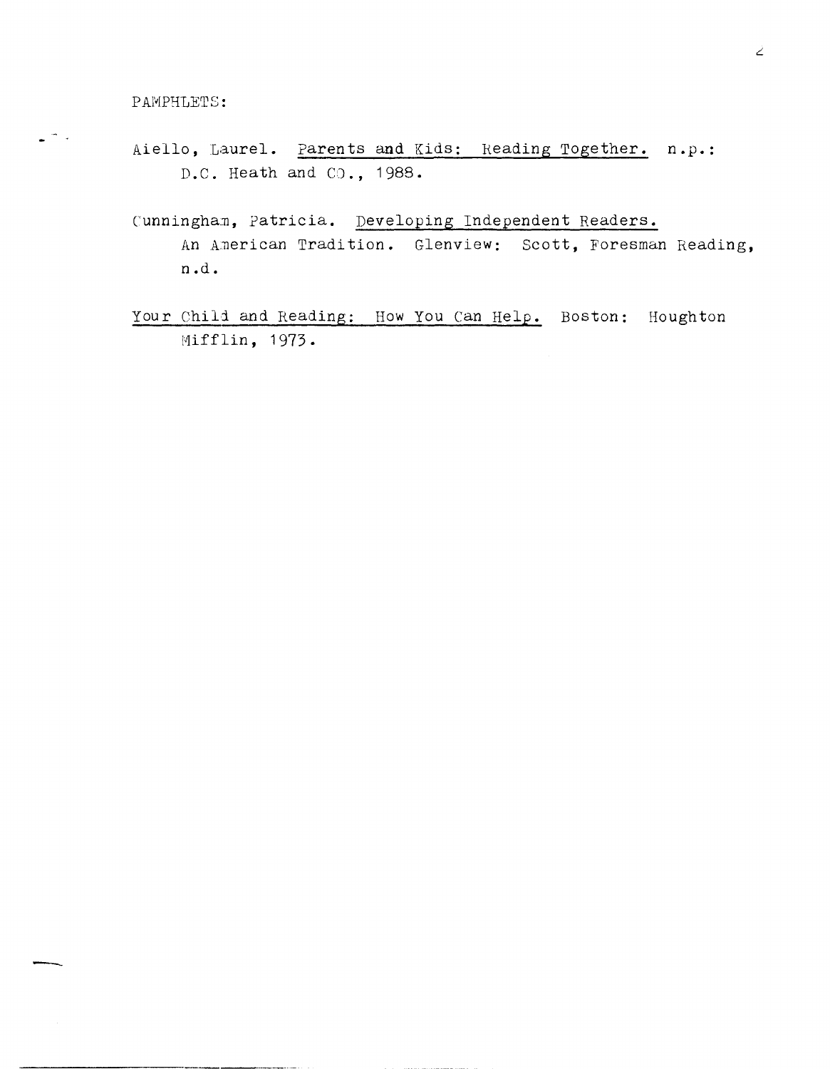PAMPHLETS:

Aiello, Laurel. Parents and Kids: Reading Together. n.p.: D.C. Heath and CO., 1988.

Cunningham, Patricia. Developing Independent Readers. An American Tradition. Glenview: Scott, Foresman Reading, n.d.

Your Child and Reading: How You Can Help. Boston: Houghton Mifflin, 1973.